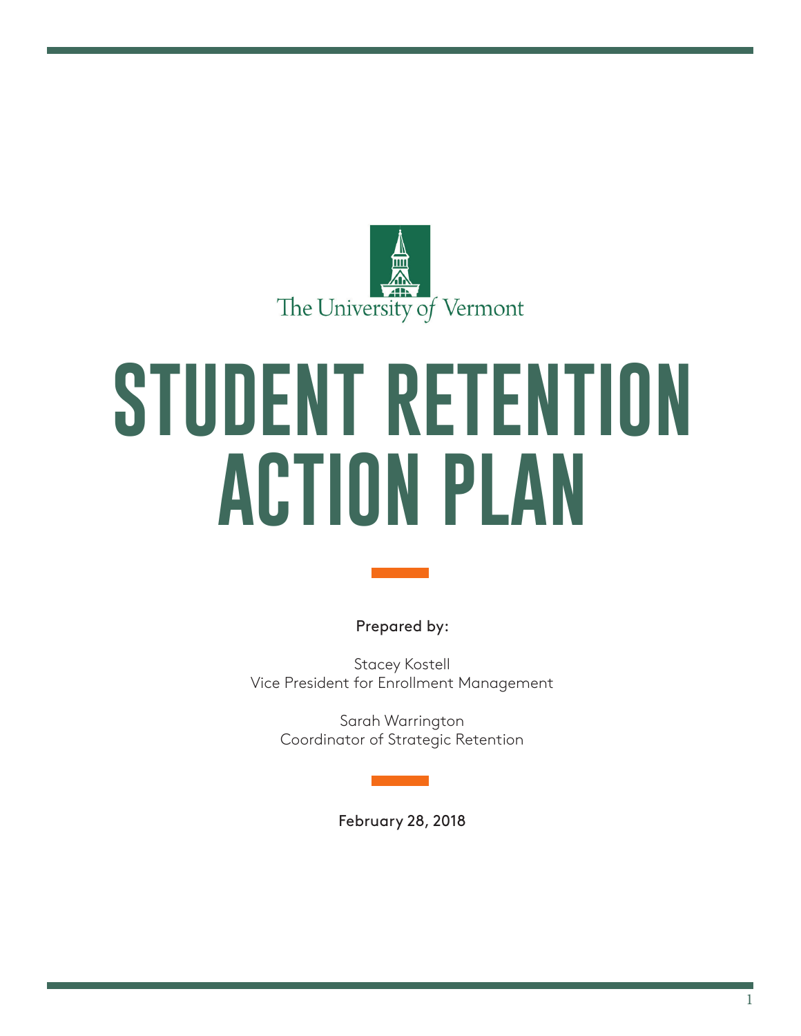The University of Vermont

# STUDENT RETENTION ACTION PLAN

**Prepared by:**

Stacey Kostell
Vice President for Enrollment Management

Sarah Warrington
Coordinator of Strategic Retention

**February 28, 2018**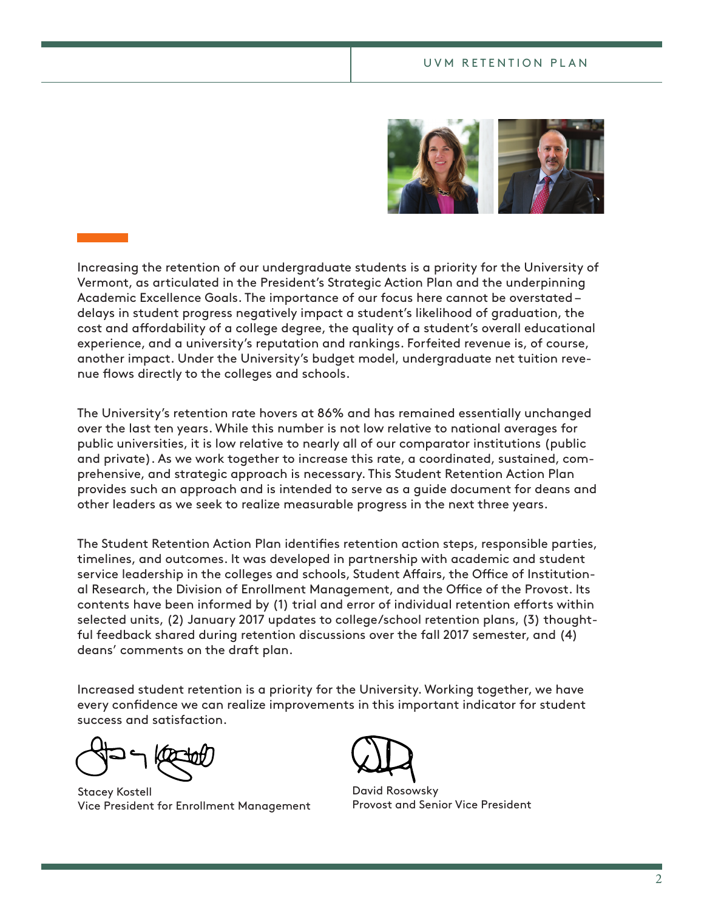Increasing the retention of our undergraduate students is a priority for the University of Vermont, as articulated in the President's Strategic Action Plan and the underpinning Academic Excellence Goals. The importance of our focus here cannot be overstated – delays in student progress negatively impact a student's likelihood of graduation, the cost and affordability of a college degree, the quality of a student's overall educational experience, and a university's reputation and rankings. Forfeited revenue is, of course, another impact. Under the University's budget model, undergraduate net tuition revenue flows directly to the colleges and schools.

The University's retention rate hovers at 86% and has remained essentially unchanged over the last ten years. While this number is not low relative to national averages for public universities, it is low relative to nearly all of our comparator institutions (public and private). As we work together to increase this rate, a coordinated, sustained, comprehensive, and strategic approach is necessary. This Student Retention Action Plan provides such an approach and is intended to serve as a guide document for deans and other leaders as we seek to realize measurable progress in the next three years.

The Student Retention Action Plan identifies retention action steps, responsible parties, timelines, and outcomes. It was developed in partnership with academic and student service leadership in the colleges and schools, Student Affairs, the Office of Institutional Research, the Division of Enrollment Management, and the Office of the Provost. Its contents have been informed by (1) trial and error of individual retention efforts within selected units, (2) January 2017 updates to college/school retention plans, (3) thoughtful feedback shared during retention discussions over the fall 2017 semester, and (4) deans' comments on the draft plan.

Increased student retention is a priority for the University. Working together, we have every confidence we can realize improvements in this important indicator for student success and satisfaction.

Stacey Kostell
Vice President for Enrollment Management

David Rosowsky
Provost and Senior Vice President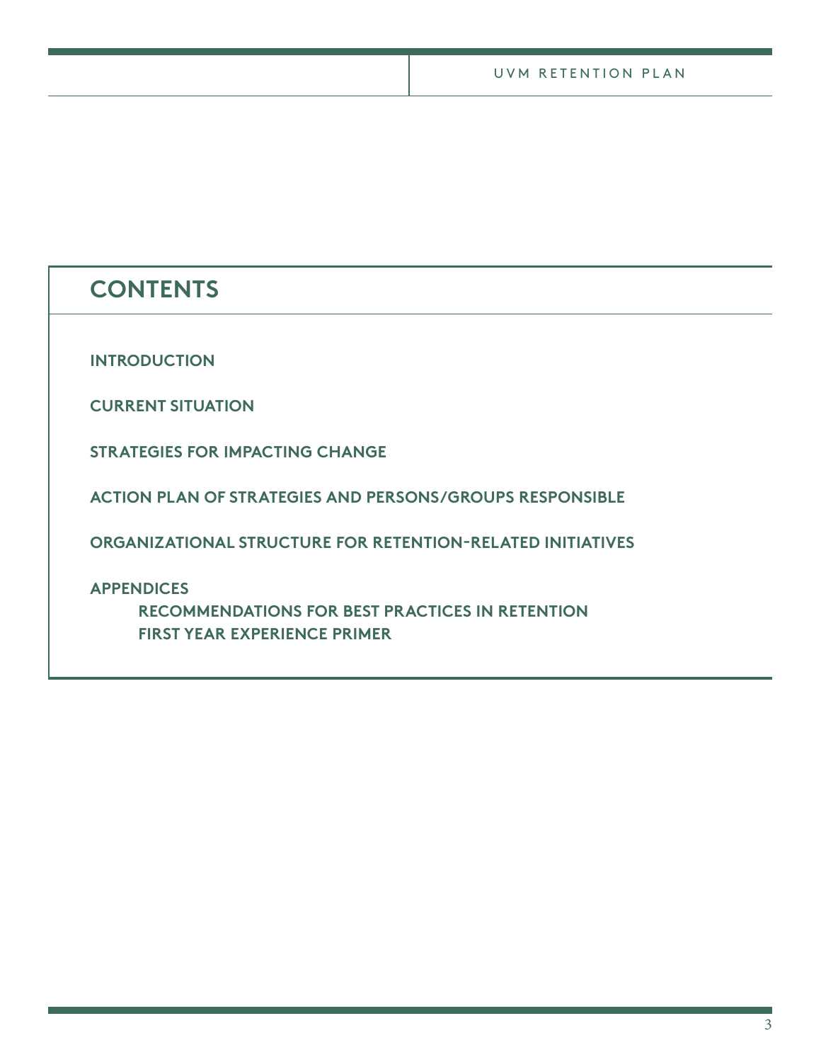# CONTENTS

**INTRODUCTION**

**CURRENT SITUATION**

**STRATEGIES FOR IMPACTING CHANGE**

**ACTION PLAN OF STRATEGIES AND PERSONS/GROUPS RESPONSIBLE**

**ORGANIZATIONAL STRUCTURE FOR RETENTION-RELATED INITIATIVES**

**APPENDICES**

- **RECOMMENDATIONS FOR BEST PRACTICES IN RETENTION**
- **FIRST YEAR EXPERIENCE PRIMER**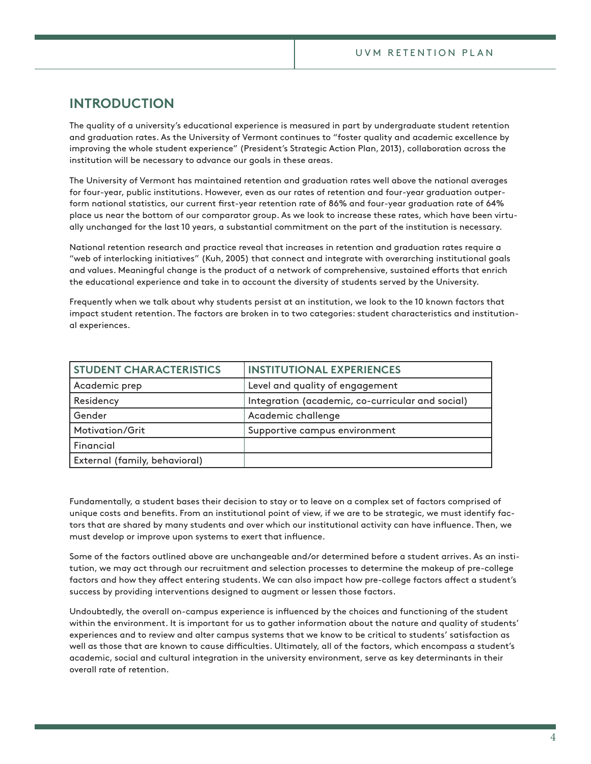## INTRODUCTION

The quality of a university's educational experience is measured in part by undergraduate student retention and graduation rates. As the University of Vermont continues to "foster quality and academic excellence by improving the whole student experience" (President's Strategic Action Plan, 2013), collaboration across the institution will be necessary to advance our goals in these areas.

The University of Vermont has maintained retention and graduation rates well above the national averages for four-year, public institutions. However, even as our rates of retention and four-year graduation outperform national statistics, our current first-year retention rate of 86% and four-year graduation rate of 64% place us near the bottom of our comparator group. As we look to increase these rates, which have been virtually unchanged for the last 10 years, a substantial commitment on the part of the institution is necessary.

National retention research and practice reveal that increases in retention and graduation rates require a "web of interlocking initiatives" (Kuh, 2005) that connect and integrate with overarching institutional goals and values. Meaningful change is the product of a network of comprehensive, sustained efforts that enrich the educational experience and take in to account the diversity of students served by the University.

Frequently when we talk about why students persist at an institution, we look to the 10 known factors that impact student retention. The factors are broken in to two categories: student characteristics and institutional experiences.

| STUDENT CHARACTERISTICS | INSTITUTIONAL EXPERIENCES |
|---|---|
| Academic prep | Level and quality of engagement |
| Residency | Integration (academic, co-curricular and social) |
| Gender | Academic challenge |
| Motivation/Grit | Supportive campus environment |
| Financial | |
| External (family, behavioral) | |

Fundamentally, a student bases their decision to stay or to leave on a complex set of factors comprised of unique costs and benefits. From an institutional point of view, if we are to be strategic, we must identify factors that are shared by many students and over which our institutional activity can have influence. Then, we must develop or improve upon systems to exert that influence.

Some of the factors outlined above are unchangeable and/or determined before a student arrives. As an institution, we may act through our recruitment and selection processes to determine the makeup of pre-college factors and how they affect entering students. We can also impact how pre-college factors affect a student's success by providing interventions designed to augment or lessen those factors.

Undoubtedly, the overall on-campus experience is influenced by the choices and functioning of the student within the environment. It is important for us to gather information about the nature and quality of students' experiences and to review and alter campus systems that we know to be critical to students' satisfaction as well as those that are known to cause difficulties. Ultimately, all of the factors, which encompass a student's academic, social and cultural integration in the university environment, serve as key determinants in their overall rate of retention.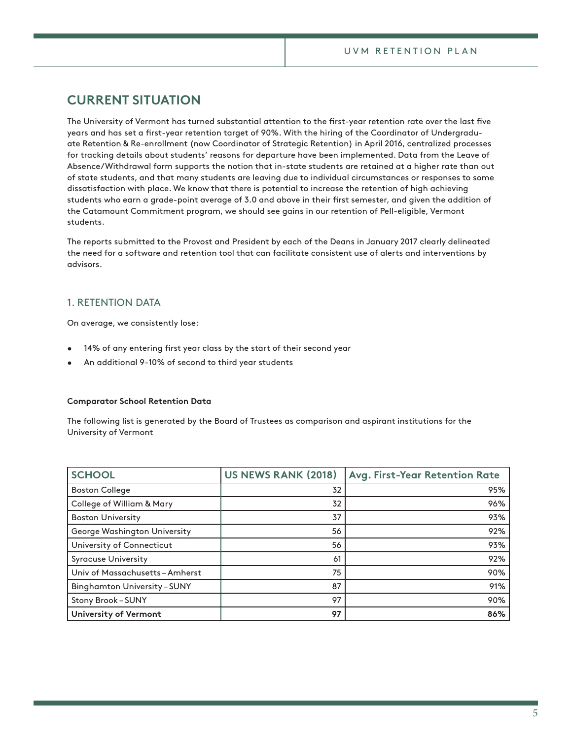## CURRENT SITUATION

The University of Vermont has turned substantial attention to the first-year retention rate over the last five years and has set a first-year retention target of 90%. With the hiring of the Coordinator of Undergraduate Retention & Re-enrollment (now Coordinator of Strategic Retention) in April 2016, centralized processes for tracking details about students' reasons for departure have been implemented. Data from the Leave of Absence/Withdrawal form supports the notion that in-state students are retained at a higher rate than out of state students, and that many students are leaving due to individual circumstances or responses to some dissatisfaction with place. We know that there is potential to increase the retention of high achieving students who earn a grade-point average of 3.0 and above in their first semester, and given the addition of the Catamount Commitment program, we should see gains in our retention of Pell-eligible, Vermont students.

The reports submitted to the Provost and President by each of the Deans in January 2017 clearly delineated the need for a software and retention tool that can facilitate consistent use of alerts and interventions by advisors.

### 1. RETENTION DATA

On average, we consistently lose:

- 14% of any entering first year class by the start of their second year
- An additional 9-10% of second to third year students

**Comparator School Retention Data**

The following list is generated by the Board of Trustees as comparison and aspirant institutions for the University of Vermont

| SCHOOL | US NEWS RANK (2018) | Avg. First-Year Retention Rate |
|---|---:|---:|
| Boston College | 32 | 95% |
| College of William & Mary | 32 | 96% |
| Boston University | 37 | 93% |
| George Washington University | 56 | 92% |
| University of Connecticut | 56 | 93% |
| Syracuse University | 61 | 92% |
| Univ of Massachusetts – Amherst | 75 | 90% |
| Binghamton University – SUNY | 87 | 91% |
| Stony Brook – SUNY | 97 | 90% |
| **University of Vermont** | **97** | **86%** |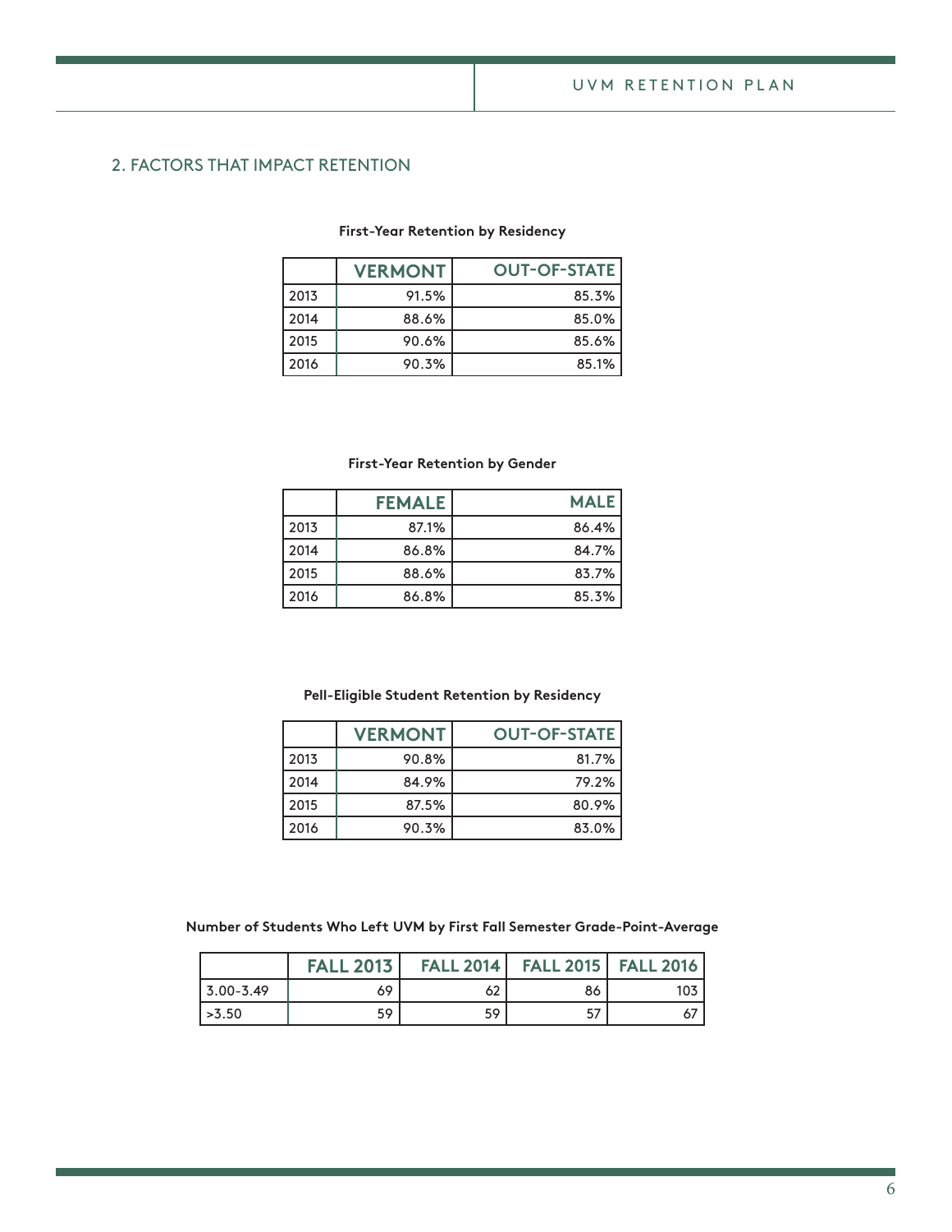## 2. FACTORS THAT IMPACT RETENTION

**First-Year Retention by Residency**

| | VERMONT | OUT-OF-STATE |
|---|---|---|
| 2013 | 91.5% | 85.3% |
| 2014 | 88.6% | 85.0% |
| 2015 | 90.6% | 85.6% |
| 2016 | 90.3% | 85.1% |

**First-Year Retention by Gender**

| | FEMALE | MALE |
|---|---|---|
| 2013 | 87.1% | 86.4% |
| 2014 | 86.8% | 84.7% |
| 2015 | 88.6% | 83.7% |
| 2016 | 86.8% | 85.3% |

**Pell-Eligible Student Retention by Residency**

| | VERMONT | OUT-OF-STATE |
|---|---|---|
| 2013 | 90.8% | 81.7% |
| 2014 | 84.9% | 79.2% |
| 2015 | 87.5% | 80.9% |
| 2016 | 90.3% | 83.0% |

**Number of Students Who Left UVM by First Fall Semester Grade-Point-Average**

| | FALL 2013 | FALL 2014 | FALL 2015 | FALL 2016 |
|---|---|---|---|---|
| 3.00-3.49 | 69 | 62 | 86 | 103 |
| >3.50 | 59 | 59 | 57 | 67 |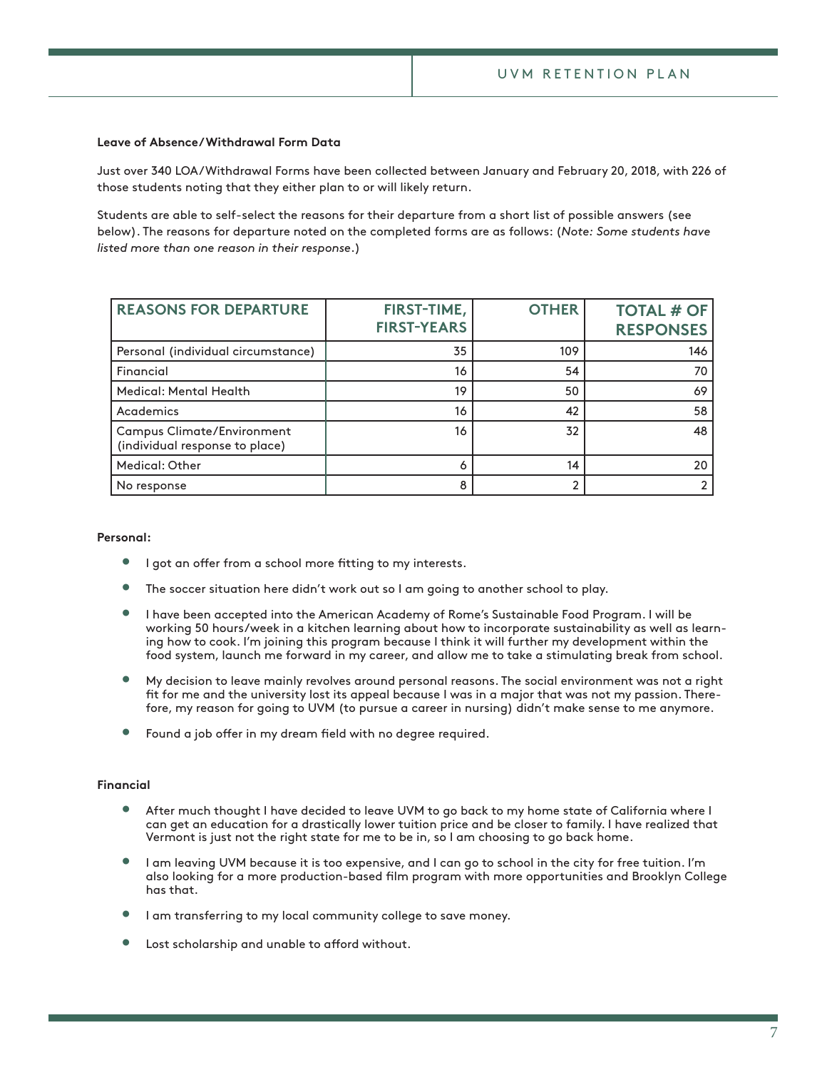**Leave of Absence/Withdrawal Form Data**

Just over 340 LOA/Withdrawal Forms have been collected between January and February 20, 2018, with 226 of those students noting that they either plan to or will likely return.

Students are able to self-select the reasons for their departure from a short list of possible answers (see below). The reasons for departure noted on the completed forms are as follows: (*Note: Some students have listed more than one reason in their response*.)

| REASONS FOR DEPARTURE | FIRST-TIME, FIRST-YEARS | OTHER | TOTAL # OF RESPONSES |
|---|---|---|---|
| Personal (individual circumstance) | 35 | 109 | 146 |
| Financial | 16 | 54 | 70 |
| Medical: Mental Health | 19 | 50 | 69 |
| Academics | 16 | 42 | 58 |
| Campus Climate/Environment (individual response to place) | 16 | 32 | 48 |
| Medical: Other | 6 | 14 | 20 |
| No response | 8 | 2 | 2 |

**Personal:**

- I got an offer from a school more fitting to my interests.
- The soccer situation here didn't work out so I am going to another school to play.
- I have been accepted into the American Academy of Rome's Sustainable Food Program. I will be working 50 hours/week in a kitchen learning about how to incorporate sustainability as well as learning how to cook. I'm joining this program because I think it will further my development within the food system, launch me forward in my career, and allow me to take a stimulating break from school.
- My decision to leave mainly revolves around personal reasons. The social environment was not a right fit for me and the university lost its appeal because I was in a major that was not my passion. Therefore, my reason for going to UVM (to pursue a career in nursing) didn't make sense to me anymore.
- Found a job offer in my dream field with no degree required.

**Financial**

- After much thought I have decided to leave UVM to go back to my home state of California where I can get an education for a drastically lower tuition price and be closer to family. I have realized that Vermont is just not the right state for me to be in, so I am choosing to go back home.
- I am leaving UVM because it is too expensive, and I can go to school in the city for free tuition. I'm also looking for a more production-based film program with more opportunities and Brooklyn College has that.
- I am transferring to my local community college to save money.
- Lost scholarship and unable to afford without.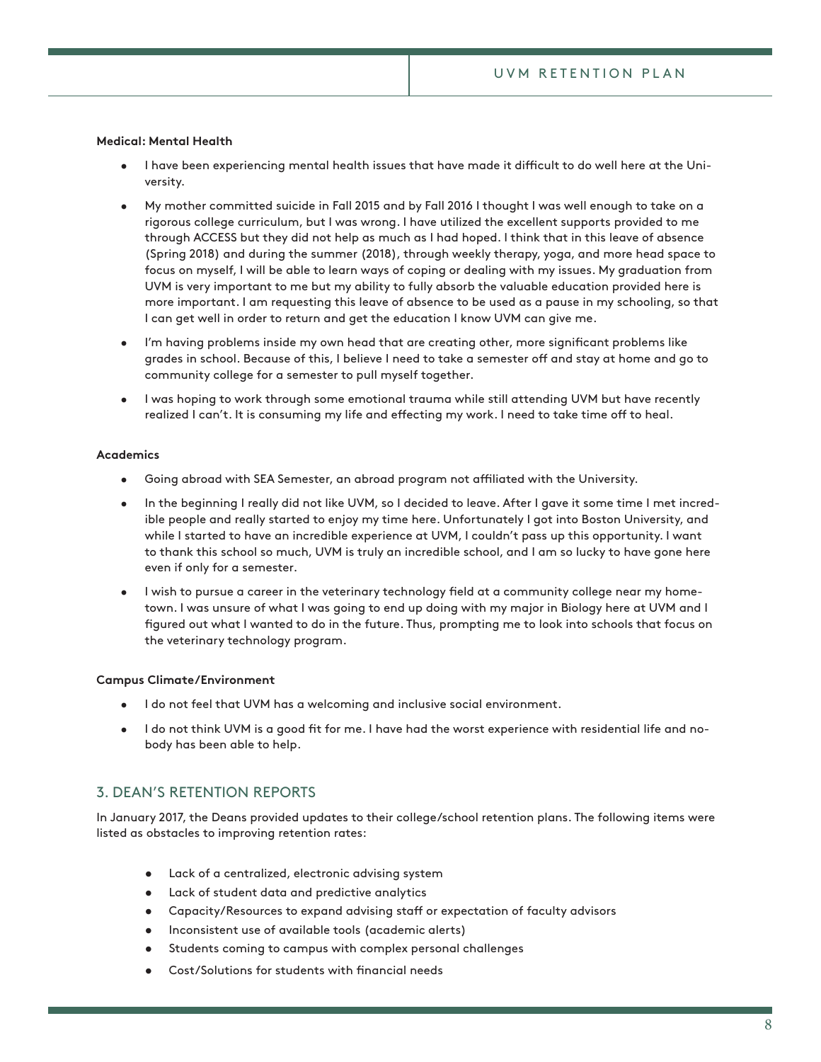**Medical: Mental Health**

- I have been experiencing mental health issues that have made it difficult to do well here at the University.
- My mother committed suicide in Fall 2015 and by Fall 2016 I thought I was well enough to take on a rigorous college curriculum, but I was wrong. I have utilized the excellent supports provided to me through ACCESS but they did not help as much as I had hoped. I think that in this leave of absence (Spring 2018) and during the summer (2018), through weekly therapy, yoga, and more head space to focus on myself, I will be able to learn ways of coping or dealing with my issues. My graduation from UVM is very important to me but my ability to fully absorb the valuable education provided here is more important. I am requesting this leave of absence to be used as a pause in my schooling, so that I can get well in order to return and get the education I know UVM can give me.
- I'm having problems inside my own head that are creating other, more significant problems like grades in school. Because of this, I believe I need to take a semester off and stay at home and go to community college for a semester to pull myself together.
- I was hoping to work through some emotional trauma while still attending UVM but have recently realized I can't. It is consuming my life and effecting my work. I need to take time off to heal.

**Academics**

- Going abroad with SEA Semester, an abroad program not affiliated with the University.
- In the beginning I really did not like UVM, so I decided to leave. After I gave it some time I met incredible people and really started to enjoy my time here. Unfortunately I got into Boston University, and while I started to have an incredible experience at UVM, I couldn't pass up this opportunity. I want to thank this school so much, UVM is truly an incredible school, and I am so lucky to have gone here even if only for a semester.
- I wish to pursue a career in the veterinary technology field at a community college near my hometown. I was unsure of what I was going to end up doing with my major in Biology here at UVM and I figured out what I wanted to do in the future. Thus, prompting me to look into schools that focus on the veterinary technology program.

**Campus Climate/Environment**

- I do not feel that UVM has a welcoming and inclusive social environment.
- I do not think UVM is a good fit for me. I have had the worst experience with residential life and nobody has been able to help.

## 3. DEAN'S RETENTION REPORTS

In January 2017, the Deans provided updates to their college/school retention plans. The following items were listed as obstacles to improving retention rates:

- Lack of a centralized, electronic advising system
- Lack of student data and predictive analytics
- Capacity/Resources to expand advising staff or expectation of faculty advisors
- Inconsistent use of available tools (academic alerts)
- Students coming to campus with complex personal challenges
- Cost/Solutions for students with financial needs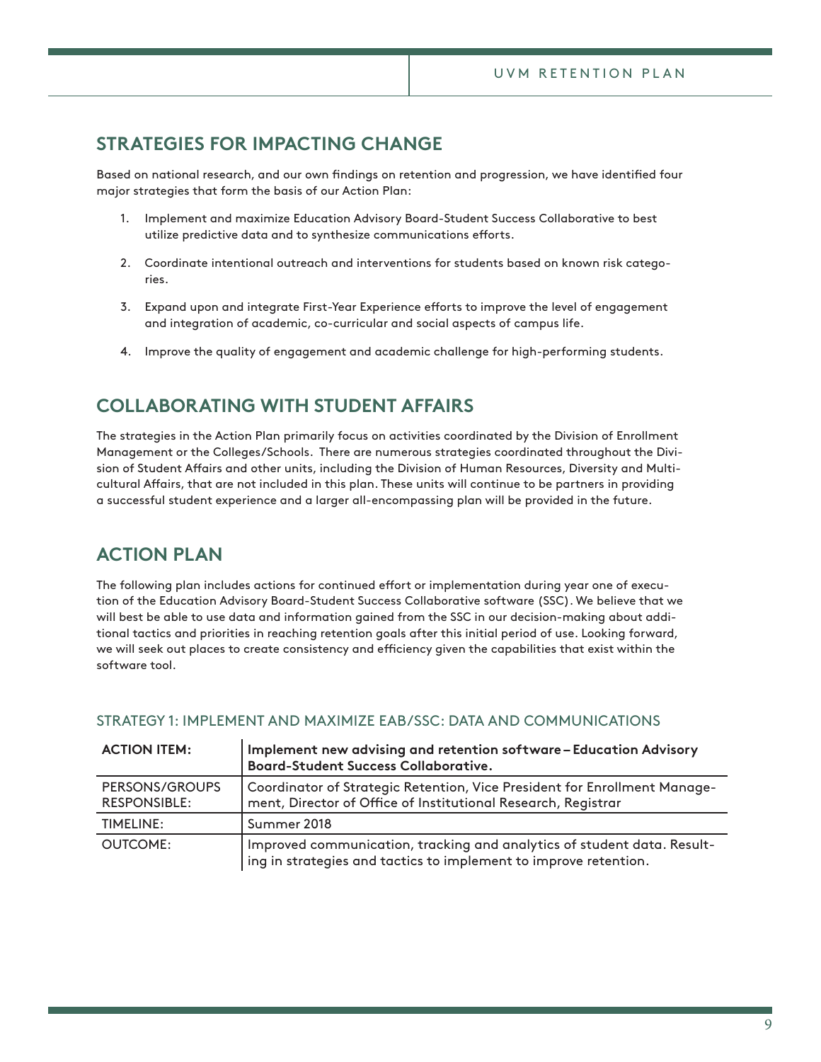## STRATEGIES FOR IMPACTING CHANGE

Based on national research, and our own findings on retention and progression, we have identified four major strategies that form the basis of our Action Plan:

1. Implement and maximize Education Advisory Board-Student Success Collaborative to best utilize predictive data and to synthesize communications efforts.
2. Coordinate intentional outreach and interventions for students based on known risk categories.
3. Expand upon and integrate First-Year Experience efforts to improve the level of engagement and integration of academic, co-curricular and social aspects of campus life.
4. Improve the quality of engagement and academic challenge for high-performing students.

## COLLABORATING WITH STUDENT AFFAIRS

The strategies in the Action Plan primarily focus on activities coordinated by the Division of Enrollment Management or the Colleges/Schools. There are numerous strategies coordinated throughout the Division of Student Affairs and other units, including the Division of Human Resources, Diversity and Multicultural Affairs, that are not included in this plan. These units will continue to be partners in providing a successful student experience and a larger all-encompassing plan will be provided in the future.

## ACTION PLAN

The following plan includes actions for continued effort or implementation during year one of execution of the Education Advisory Board-Student Success Collaborative software (SSC). We believe that we will best be able to use data and information gained from the SSC in our decision-making about additional tactics and priorities in reaching retention goals after this initial period of use. Looking forward, we will seek out places to create consistency and efficiency given the capabilities that exist within the software tool.

### STRATEGY 1: IMPLEMENT AND MAXIMIZE EAB/SSC: DATA AND COMMUNICATIONS

| **ACTION ITEM:** | **Implement new advising and retention software – Education Advisory Board-Student Success Collaborative.** |
|---|---|
| PERSONS/GROUPS RESPONSIBLE: | Coordinator of Strategic Retention, Vice President for Enrollment Management, Director of Office of Institutional Research, Registrar |
| TIMELINE: | Summer 2018 |
| OUTCOME: | Improved communication, tracking and analytics of student data. Resulting in strategies and tactics to implement to improve retention. |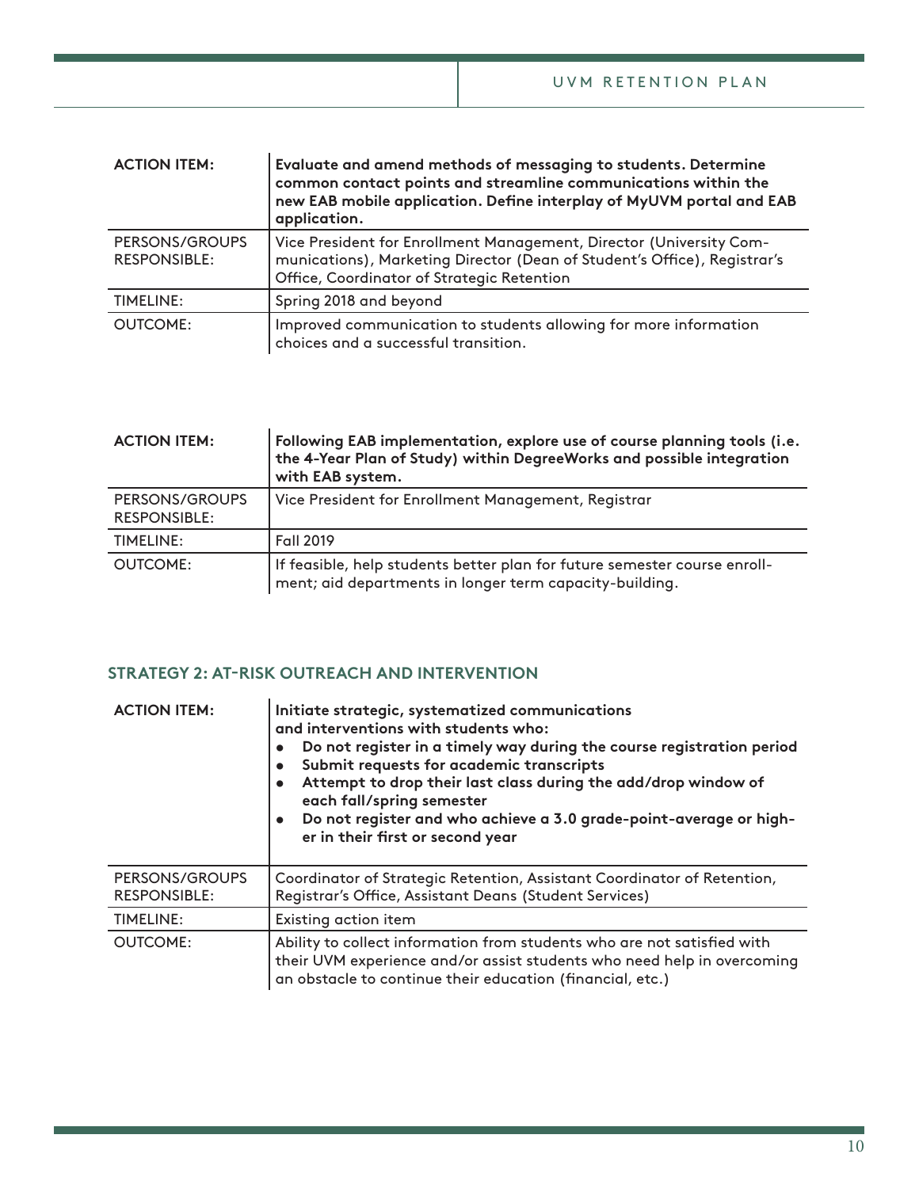| ACTION ITEM: | **Evaluate and amend methods of messaging to students. Determine common contact points and streamline communications within the new EAB mobile application. Define interplay of MyUVM portal and EAB application.** |
|---|---|
| PERSONS/GROUPS RESPONSIBLE: | Vice President for Enrollment Management, Director (University Communications), Marketing Director (Dean of Student's Office), Registrar's Office, Coordinator of Strategic Retention |
| TIMELINE: | Spring 2018 and beyond |
| OUTCOME: | Improved communication to students allowing for more information choices and a successful transition. |

| ACTION ITEM: | **Following EAB implementation, explore use of course planning tools (i.e. the 4-Year Plan of Study) within DegreeWorks and possible integration with EAB system.** |
|---|---|
| PERSONS/GROUPS RESPONSIBLE: | Vice President for Enrollment Management, Registrar |
| TIMELINE: | Fall 2019 |
| OUTCOME: | If feasible, help students better plan for future semester course enrollment; aid departments in longer term capacity-building. |

### STRATEGY 2: AT-RISK OUTREACH AND INTERVENTION

| ACTION ITEM: | **Initiate strategic, systematized communications and interventions with students who:**<br>• **Do not register in a timely way during the course registration period**<br>• **Submit requests for academic transcripts**<br>• **Attempt to drop their last class during the add/drop window of each fall/spring semester**<br>• **Do not register and who achieve a 3.0 grade-point-average or higher in their first or second year** |
|---|---|
| PERSONS/GROUPS RESPONSIBLE: | Coordinator of Strategic Retention, Assistant Coordinator of Retention, Registrar's Office, Assistant Deans (Student Services) |
| TIMELINE: | Existing action item |
| OUTCOME: | Ability to collect information from students who are not satisfied with their UVM experience and/or assist students who need help in overcoming an obstacle to continue their education (financial, etc.) |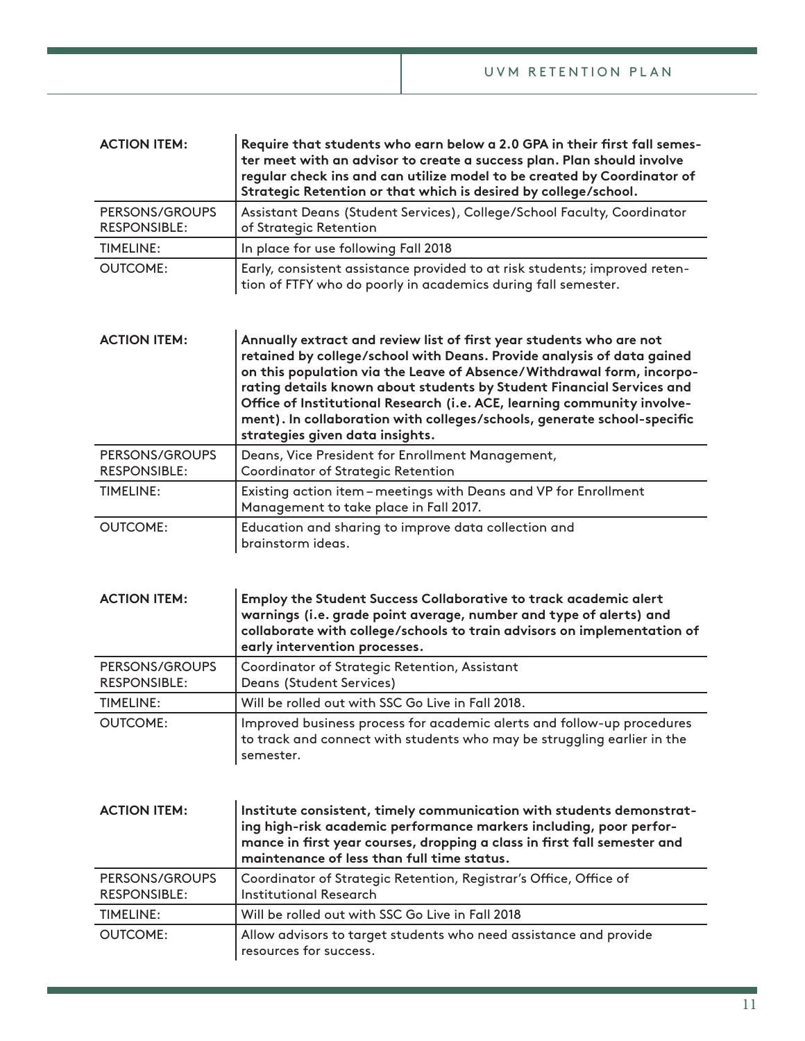| ACTION ITEM: | **Require that students who earn below a 2.0 GPA in their first fall semester meet with an advisor to create a success plan. Plan should involve regular check ins and can utilize model to be created by Coordinator of Strategic Retention or that which is desired by college/school.** |
|---|---|
| PERSONS/GROUPS RESPONSIBLE: | Assistant Deans (Student Services), College/School Faculty, Coordinator of Strategic Retention |
| TIMELINE: | In place for use following Fall 2018 |
| OUTCOME: | Early, consistent assistance provided to at risk students; improved retention of FTFY who do poorly in academics during fall semester. |

| ACTION ITEM: | **Annually extract and review list of first year students who are not retained by college/school with Deans. Provide analysis of data gained on this population via the Leave of Absence/Withdrawal form, incorporating details known about students by Student Financial Services and Office of Institutional Research (i.e. ACE, learning community involvement). In collaboration with colleges/schools, generate school-specific strategies given data insights.** |
|---|---|
| PERSONS/GROUPS RESPONSIBLE: | Deans, Vice President for Enrollment Management, Coordinator of Strategic Retention |
| TIMELINE: | Existing action item – meetings with Deans and VP for Enrollment Management to take place in Fall 2017. |
| OUTCOME: | Education and sharing to improve data collection and brainstorm ideas. |

| ACTION ITEM: | **Employ the Student Success Collaborative to track academic alert warnings (i.e. grade point average, number and type of alerts) and collaborate with college/schools to train advisors on implementation of early intervention processes.** |
|---|---|
| PERSONS/GROUPS RESPONSIBLE: | Coordinator of Strategic Retention, Assistant Deans (Student Services) |
| TIMELINE: | Will be rolled out with SSC Go Live in Fall 2018. |
| OUTCOME: | Improved business process for academic alerts and follow-up procedures to track and connect with students who may be struggling earlier in the semester. |

| ACTION ITEM: | **Institute consistent, timely communication with students demonstrating high-risk academic performance markers including, poor performance in first year courses, dropping a class in first fall semester and maintenance of less than full time status.** |
|---|---|
| PERSONS/GROUPS RESPONSIBLE: | Coordinator of Strategic Retention, Registrar's Office, Office of Institutional Research |
| TIMELINE: | Will be rolled out with SSC Go Live in Fall 2018 |
| OUTCOME: | Allow advisors to target students who need assistance and provide resources for success. |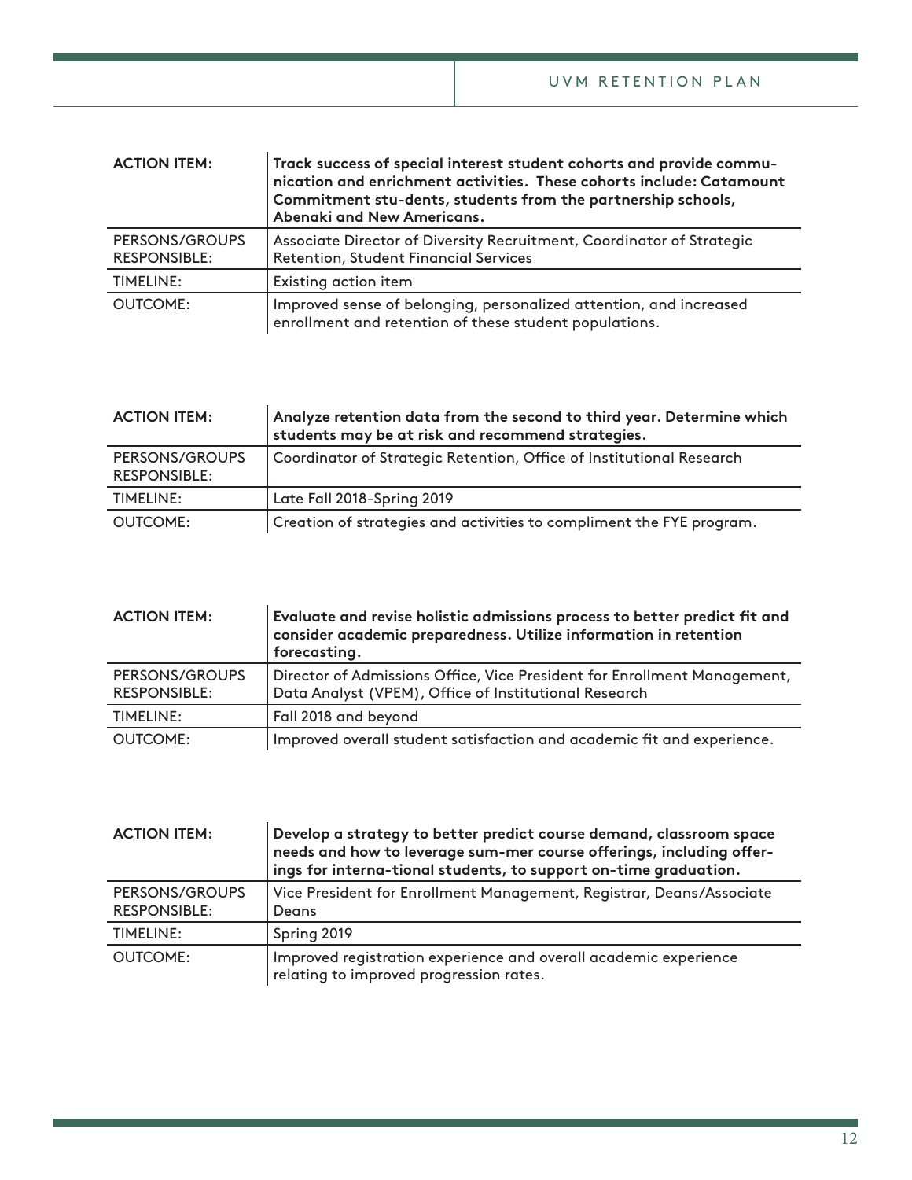| ACTION ITEM: | **Track success of special interest student cohorts and provide communication and enrichment activities. These cohorts include: Catamount Commitment stu-dents, students from the partnership schools, Abenaki and New Americans.** |
|---|---|
| PERSONS/GROUPS RESPONSIBLE: | Associate Director of Diversity Recruitment, Coordinator of Strategic Retention, Student Financial Services |
| TIMELINE: | Existing action item |
| OUTCOME: | Improved sense of belonging, personalized attention, and increased enrollment and retention of these student populations. |

| ACTION ITEM: | **Analyze retention data from the second to third year. Determine which students may be at risk and recommend strategies.** |
|---|---|
| PERSONS/GROUPS RESPONSIBLE: | Coordinator of Strategic Retention, Office of Institutional Research |
| TIMELINE: | Late Fall 2018-Spring 2019 |
| OUTCOME: | Creation of strategies and activities to compliment the FYE program. |

| ACTION ITEM: | **Evaluate and revise holistic admissions process to better predict fit and consider academic preparedness. Utilize information in retention forecasting.** |
|---|---|
| PERSONS/GROUPS RESPONSIBLE: | Director of Admissions Office, Vice President for Enrollment Management, Data Analyst (VPEM), Office of Institutional Research |
| TIMELINE: | Fall 2018 and beyond |
| OUTCOME: | Improved overall student satisfaction and academic fit and experience. |

| ACTION ITEM: | **Develop a strategy to better predict course demand, classroom space needs and how to leverage sum-mer course offerings, including offerings for interna-tional students, to support on-time graduation.** |
|---|---|
| PERSONS/GROUPS RESPONSIBLE: | Vice President for Enrollment Management, Registrar, Deans/Associate Deans |
| TIMELINE: | Spring 2019 |
| OUTCOME: | Improved registration experience and overall academic experience relating to improved progression rates. |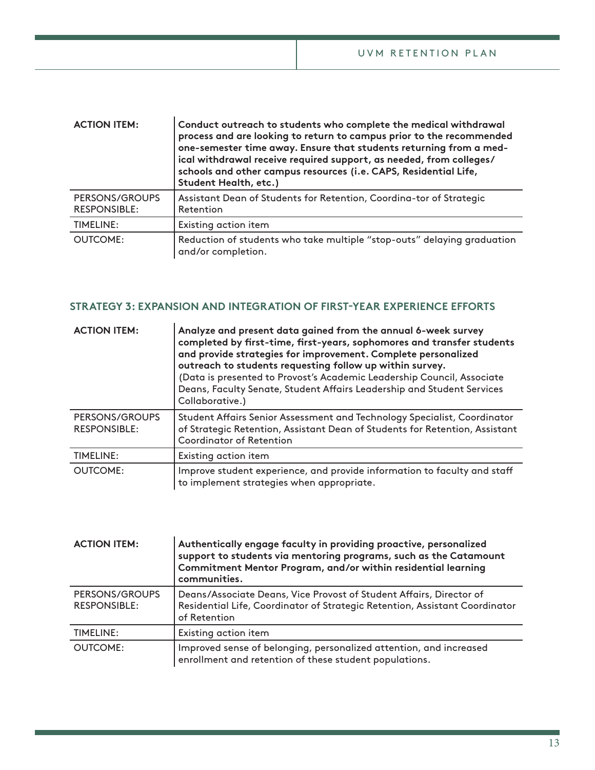| ACTION ITEM: | **Conduct outreach to students who complete the medical withdrawal process and are looking to return to campus prior to the recommended one-semester time away. Ensure that students returning from a medical withdrawal receive required support, as needed, from colleges/schools and other campus resources (i.e. CAPS, Residential Life, Student Health, etc.)** |
| --- | --- |
| PERSONS/GROUPS RESPONSIBLE: | Assistant Dean of Students for Retention, Coordina-tor of Strategic Retention |
| TIMELINE: | Existing action item |
| OUTCOME: | Reduction of students who take multiple "stop-outs" delaying graduation and/or completion. |

## STRATEGY 3: EXPANSION AND INTEGRATION OF FIRST-YEAR EXPERIENCE EFFORTS

| ACTION ITEM: | **Analyze and present data gained from the annual 6-week survey completed by first-time, first-years, sophomores and transfer students and provide strategies for improvement. Complete personalized outreach to students requesting follow up within survey.** (Data is presented to Provost's Academic Leadership Council, Associate Deans, Faculty Senate, Student Affairs Leadership and Student Services Collaborative.) |
| --- | --- |
| PERSONS/GROUPS RESPONSIBLE: | Student Affairs Senior Assessment and Technology Specialist, Coordinator of Strategic Retention, Assistant Dean of Students for Retention, Assistant Coordinator of Retention |
| TIMELINE: | Existing action item |
| OUTCOME: | Improve student experience, and provide information to faculty and staff to implement strategies when appropriate. |

| ACTION ITEM: | **Authentically engage faculty in providing proactive, personalized support to students via mentoring programs, such as the Catamount Commitment Mentor Program, and/or within residential learning communities.** |
| --- | --- |
| PERSONS/GROUPS RESPONSIBLE: | Deans/Associate Deans, Vice Provost of Student Affairs, Director of Residential Life, Coordinator of Strategic Retention, Assistant Coordinator of Retention |
| TIMELINE: | Existing action item |
| OUTCOME: | Improved sense of belonging, personalized attention, and increased enrollment and retention of these student populations. |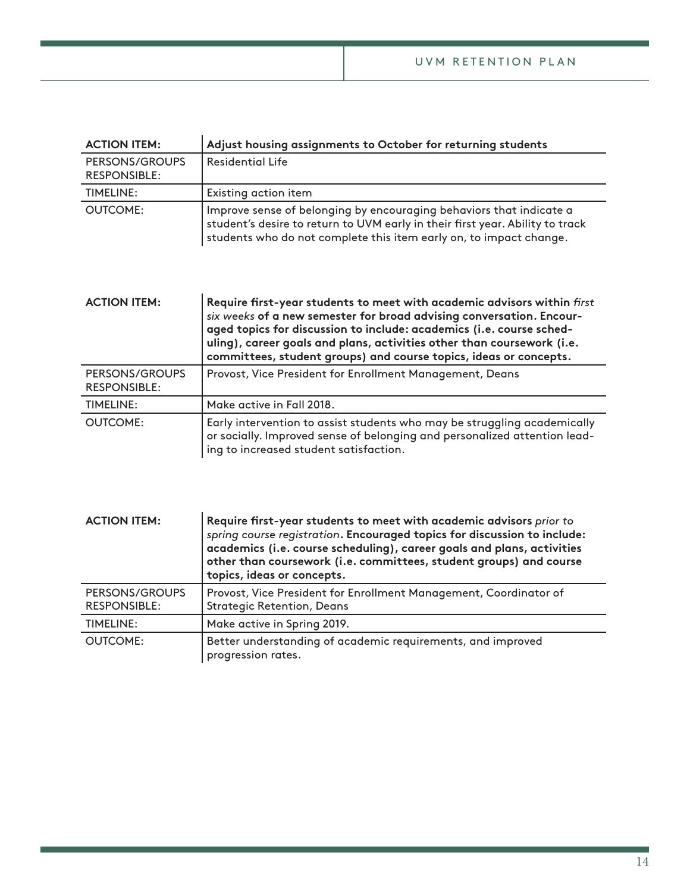| **ACTION ITEM:** | **Adjust housing assignments to October for returning students** |
|---|---|
| PERSONS/GROUPS RESPONSIBLE: | Residential Life |
| TIMELINE: | Existing action item |
| OUTCOME: | Improve sense of belonging by encouraging behaviors that indicate a student's desire to return to UVM early in their first year. Ability to track students who do not complete this item early on, to impact change. |

| **ACTION ITEM:** | **Require first-year students to meet with academic advisors within** *first six weeks* **of a new semester for broad advising conversation. Encouraged topics for discussion to include: academics (i.e. course scheduling), career goals and plans, activities other than coursework (i.e. committees, student groups) and course topics, ideas or concepts.** |
|---|---|
| PERSONS/GROUPS RESPONSIBLE: | Provost, Vice President for Enrollment Management, Deans |
| TIMELINE: | Make active in Fall 2018. |
| OUTCOME: | Early intervention to assist students who may be struggling academically or socially. Improved sense of belonging and personalized attention leading to increased student satisfaction. |

| **ACTION ITEM:** | **Require first-year students to meet with academic advisors** *prior to spring course registration***. Encouraged topics for discussion to include: academics (i.e. course scheduling), career goals and plans, activities other than coursework (i.e. committees, student groups) and course topics, ideas or concepts.** |
|---|---|
| PERSONS/GROUPS RESPONSIBLE: | Provost, Vice President for Enrollment Management, Coordinator of Strategic Retention, Deans |
| TIMELINE: | Make active in Spring 2019. |
| OUTCOME: | Better understanding of academic requirements, and improved progression rates. |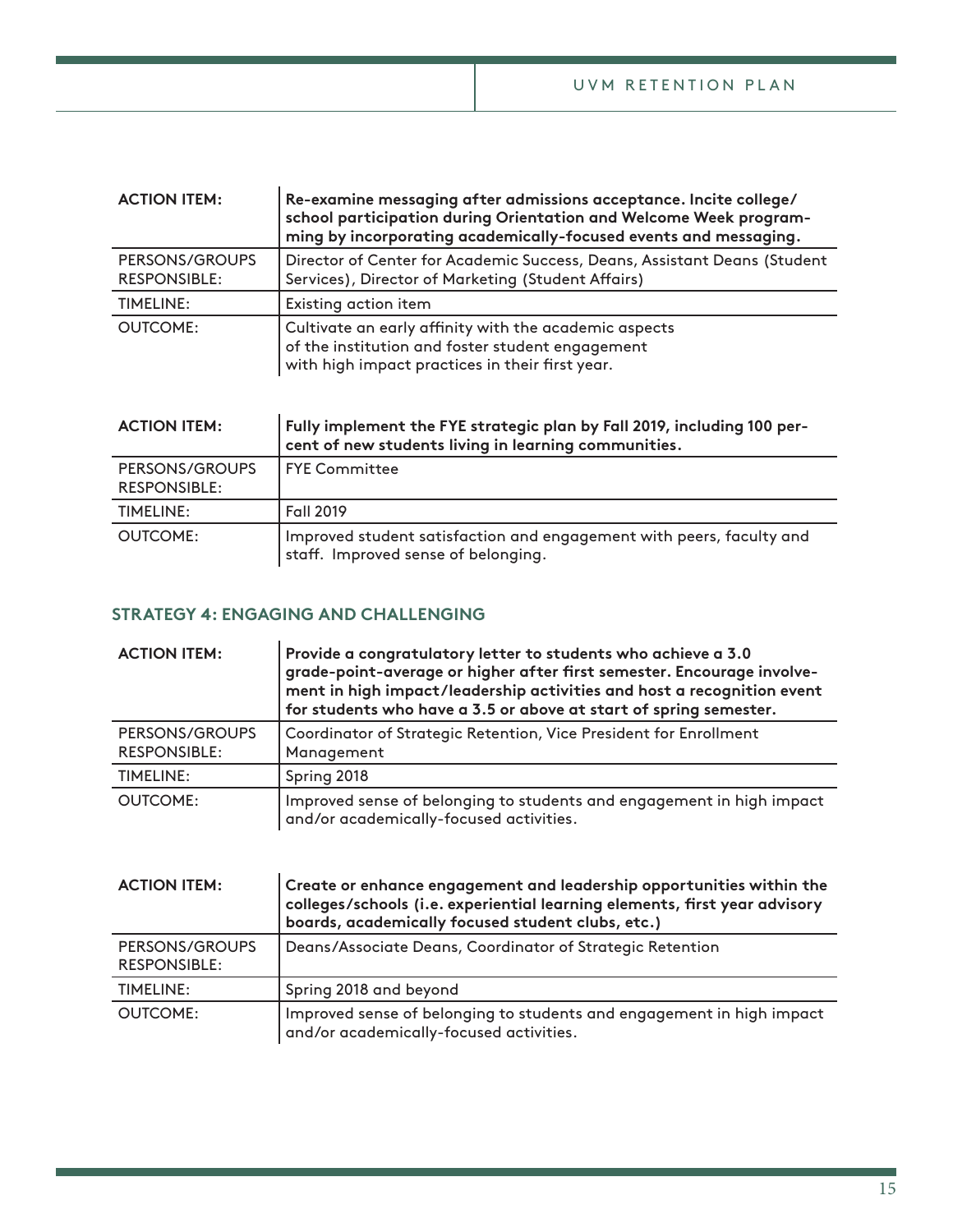| ACTION ITEM: | **Re-examine messaging after admissions acceptance. Incite college/school participation during Orientation and Welcome Week programming by incorporating academically-focused events and messaging.** |
|---|---|
| PERSONS/GROUPS RESPONSIBLE: | Director of Center for Academic Success, Deans, Assistant Deans (Student Services), Director of Marketing (Student Affairs) |
| TIMELINE: | Existing action item |
| OUTCOME: | Cultivate an early affinity with the academic aspects of the institution and foster student engagement with high impact practices in their first year. |

| ACTION ITEM: | **Fully implement the FYE strategic plan by Fall 2019, including 100 percent of new students living in learning communities.** |
|---|---|
| PERSONS/GROUPS RESPONSIBLE: | FYE Committee |
| TIMELINE: | Fall 2019 |
| OUTCOME: | Improved student satisfaction and engagement with peers, faculty and staff. Improved sense of belonging. |

### STRATEGY 4: ENGAGING AND CHALLENGING

| ACTION ITEM: | **Provide a congratulatory letter to students who achieve a 3.0 grade-point-average or higher after first semester. Encourage involvement in high impact/leadership activities and host a recognition event for students who have a 3.5 or above at start of spring semester.** |
|---|---|
| PERSONS/GROUPS RESPONSIBLE: | Coordinator of Strategic Retention, Vice President for Enrollment Management |
| TIMELINE: | Spring 2018 |
| OUTCOME: | Improved sense of belonging to students and engagement in high impact and/or academically-focused activities. |

| ACTION ITEM: | **Create or enhance engagement and leadership opportunities within the colleges/schools (i.e. experiential learning elements, first year advisory boards, academically focused student clubs, etc.)** |
|---|---|
| PERSONS/GROUPS RESPONSIBLE: | Deans/Associate Deans, Coordinator of Strategic Retention |
| TIMELINE: | Spring 2018 and beyond |
| OUTCOME: | Improved sense of belonging to students and engagement in high impact and/or academically-focused activities. |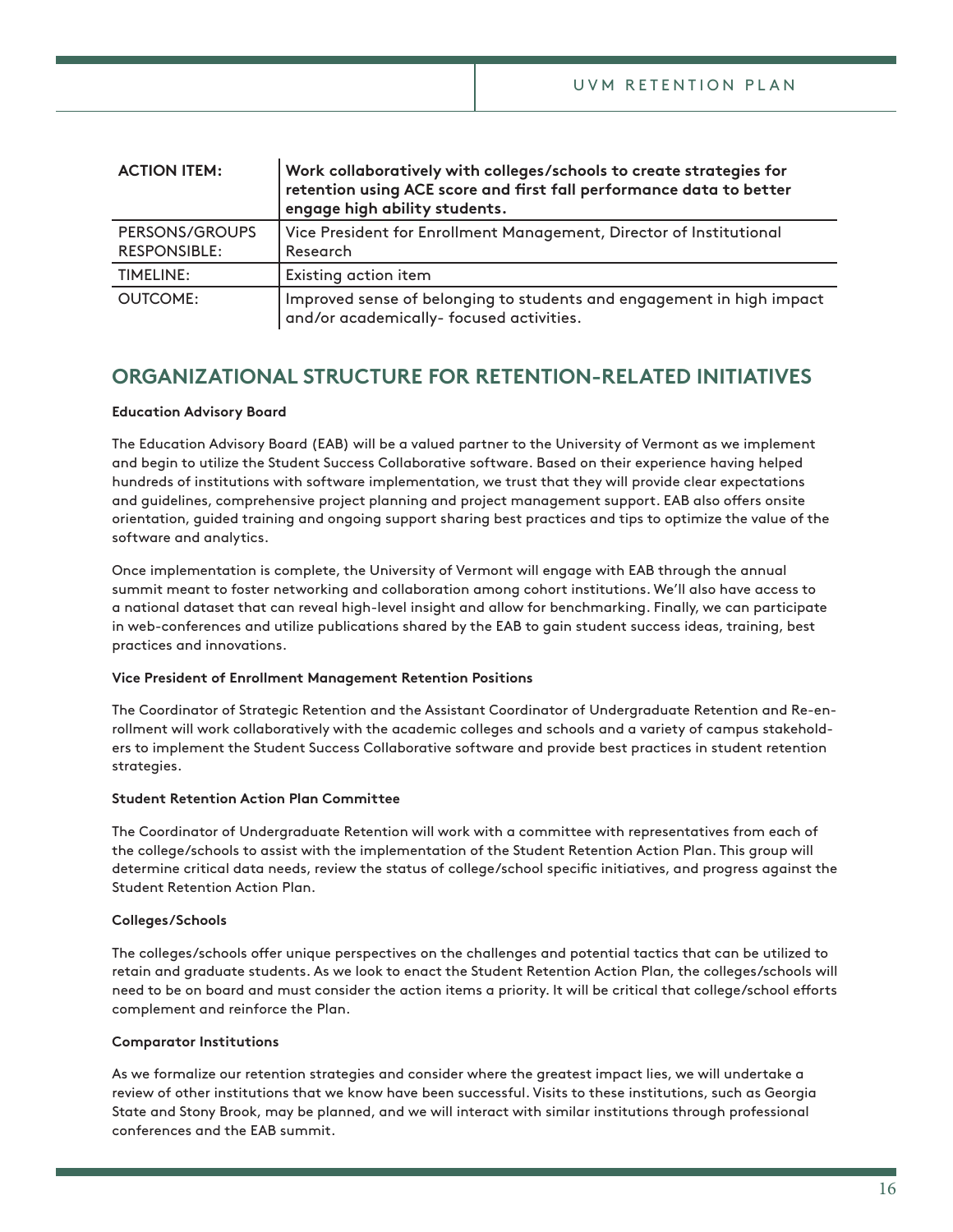| ACTION ITEM: | **Work collaboratively with colleges/schools to create strategies for retention using ACE score and first fall performance data to better engage high ability students.** |
|---|---|
| PERSONS/GROUPS RESPONSIBLE: | Vice President for Enrollment Management, Director of Institutional Research |
| TIMELINE: | Existing action item |
| OUTCOME: | Improved sense of belonging to students and engagement in high impact and/or academically- focused activities. |

## ORGANIZATIONAL STRUCTURE FOR RETENTION-RELATED INITIATIVES

**Education Advisory Board**

The Education Advisory Board (EAB) will be a valued partner to the University of Vermont as we implement and begin to utilize the Student Success Collaborative software. Based on their experience having helped hundreds of institutions with software implementation, we trust that they will provide clear expectations and guidelines, comprehensive project planning and project management support. EAB also offers onsite orientation, guided training and ongoing support sharing best practices and tips to optimize the value of the software and analytics.

Once implementation is complete, the University of Vermont will engage with EAB through the annual summit meant to foster networking and collaboration among cohort institutions. We'll also have access to a national dataset that can reveal high-level insight and allow for benchmarking. Finally, we can participate in web-conferences and utilize publications shared by the EAB to gain student success ideas, training, best practices and innovations.

**Vice President of Enrollment Management Retention Positions**

The Coordinator of Strategic Retention and the Assistant Coordinator of Undergraduate Retention and Re-enrollment will work collaboratively with the academic colleges and schools and a variety of campus stakeholders to implement the Student Success Collaborative software and provide best practices in student retention strategies.

**Student Retention Action Plan Committee**

The Coordinator of Undergraduate Retention will work with a committee with representatives from each of the college/schools to assist with the implementation of the Student Retention Action Plan. This group will determine critical data needs, review the status of college/school specific initiatives, and progress against the Student Retention Action Plan.

**Colleges/Schools**

The colleges/schools offer unique perspectives on the challenges and potential tactics that can be utilized to retain and graduate students. As we look to enact the Student Retention Action Plan, the colleges/schools will need to be on board and must consider the action items a priority. It will be critical that college/school efforts complement and reinforce the Plan.

**Comparator Institutions**

As we formalize our retention strategies and consider where the greatest impact lies, we will undertake a review of other institutions that we know have been successful. Visits to these institutions, such as Georgia State and Stony Brook, may be planned, and we will interact with similar institutions through professional conferences and the EAB summit.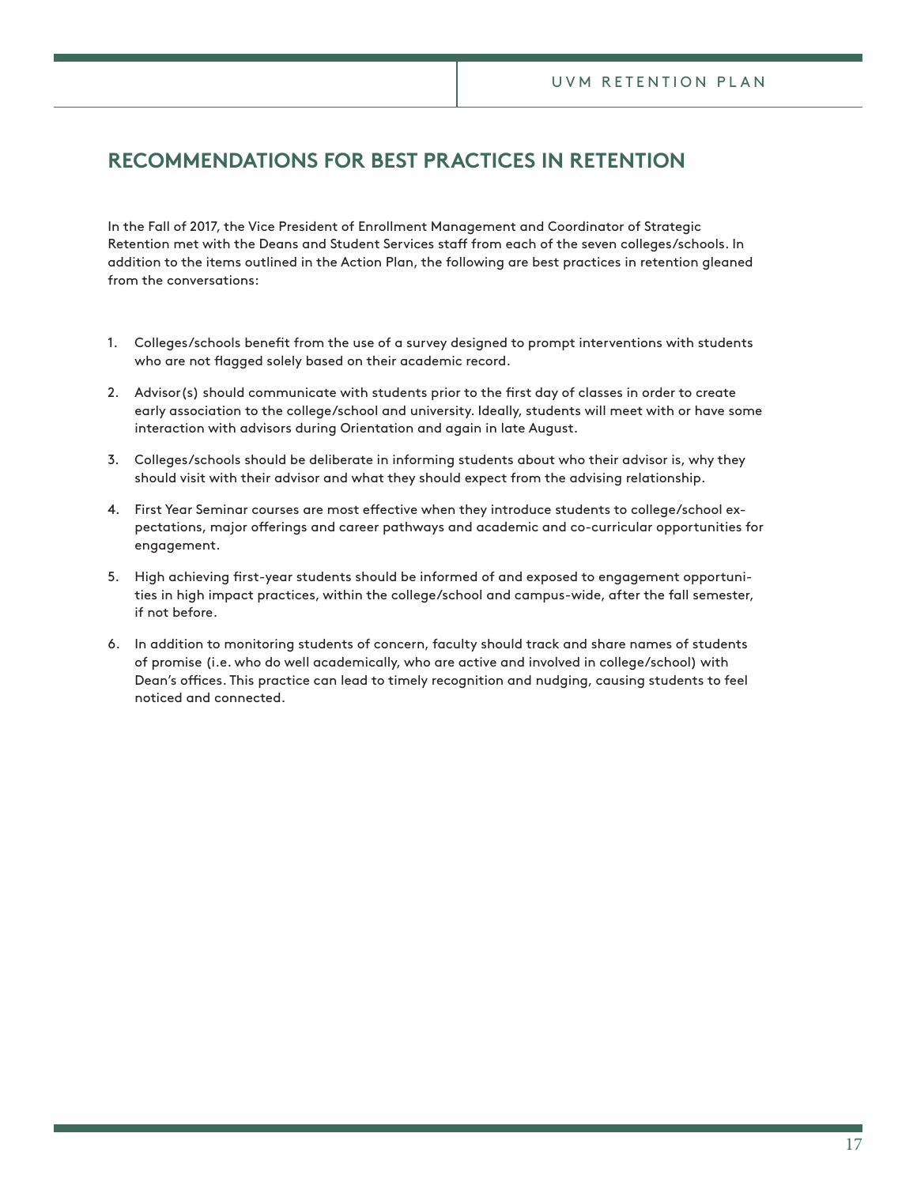## RECOMMENDATIONS FOR BEST PRACTICES IN RETENTION

In the Fall of 2017, the Vice President of Enrollment Management and Coordinator of Strategic Retention met with the Deans and Student Services staff from each of the seven colleges/schools. In addition to the items outlined in the Action Plan, the following are best practices in retention gleaned from the conversations:

1. Colleges/schools benefit from the use of a survey designed to prompt interventions with students who are not flagged solely based on their academic record.
2. Advisor(s) should communicate with students prior to the first day of classes in order to create early association to the college/school and university. Ideally, students will meet with or have some interaction with advisors during Orientation and again in late August.
3. Colleges/schools should be deliberate in informing students about who their advisor is, why they should visit with their advisor and what they should expect from the advising relationship.
4. First Year Seminar courses are most effective when they introduce students to college/school expectations, major offerings and career pathways and academic and co-curricular opportunities for engagement.
5. High achieving first-year students should be informed of and exposed to engagement opportunities in high impact practices, within the college/school and campus-wide, after the fall semester, if not before.
6. In addition to monitoring students of concern, faculty should track and share names of students of promise (i.e. who do well academically, who are active and involved in college/school) with Dean's offices. This practice can lead to timely recognition and nudging, causing students to feel noticed and connected.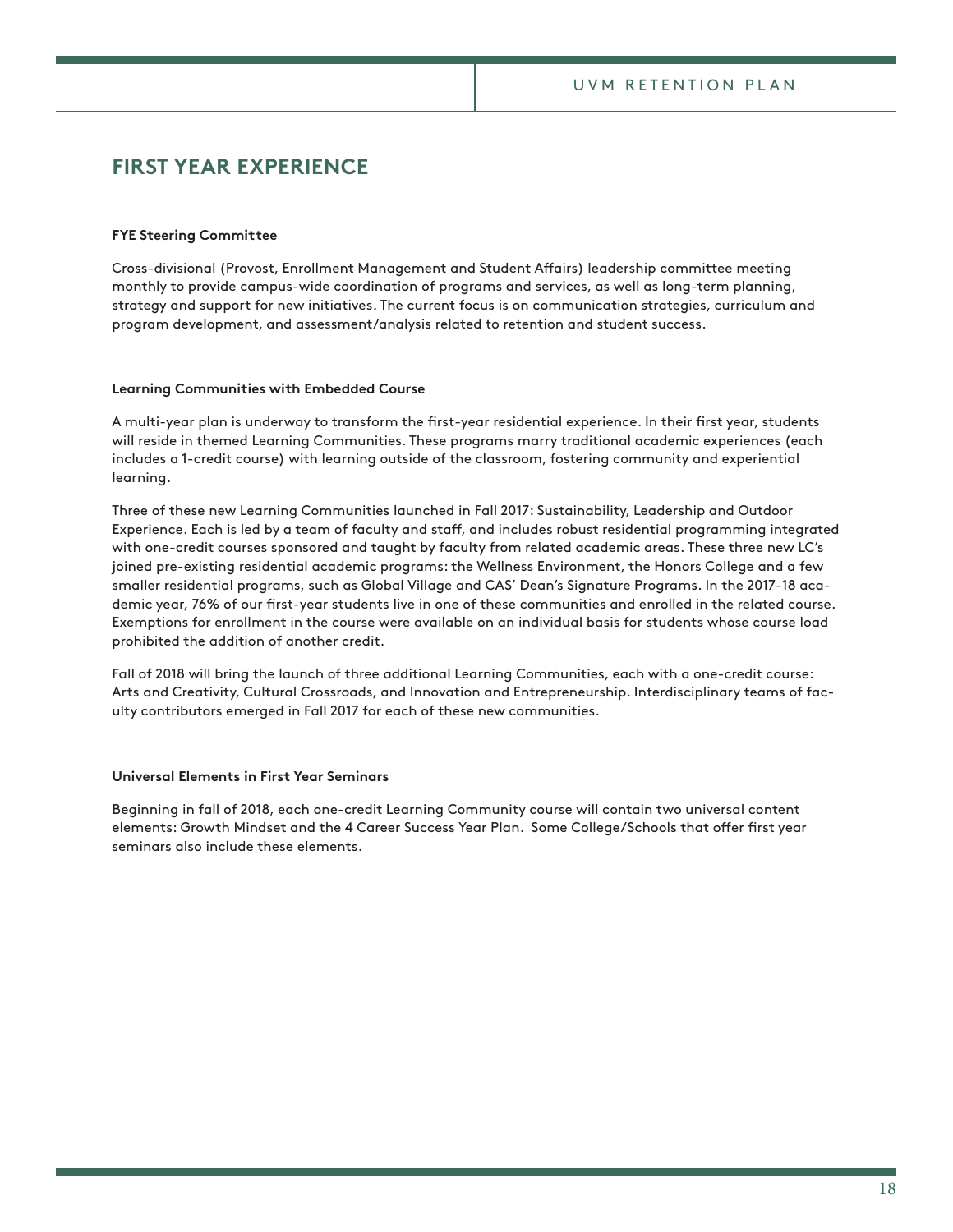## FIRST YEAR EXPERIENCE

**FYE Steering Committee**

Cross-divisional (Provost, Enrollment Management and Student Affairs) leadership committee meeting monthly to provide campus-wide coordination of programs and services, as well as long-term planning, strategy and support for new initiatives. The current focus is on communication strategies, curriculum and program development, and assessment/analysis related to retention and student success.

**Learning Communities with Embedded Course**

A multi-year plan is underway to transform the first-year residential experience. In their first year, students will reside in themed Learning Communities. These programs marry traditional academic experiences (each includes a 1-credit course) with learning outside of the classroom, fostering community and experiential learning.

Three of these new Learning Communities launched in Fall 2017: Sustainability, Leadership and Outdoor Experience. Each is led by a team of faculty and staff, and includes robust residential programming integrated with one-credit courses sponsored and taught by faculty from related academic areas. These three new LC's joined pre-existing residential academic programs: the Wellness Environment, the Honors College and a few smaller residential programs, such as Global Village and CAS' Dean's Signature Programs. In the 2017-18 academic year, 76% of our first-year students live in one of these communities and enrolled in the related course. Exemptions for enrollment in the course were available on an individual basis for students whose course load prohibited the addition of another credit.

Fall of 2018 will bring the launch of three additional Learning Communities, each with a one-credit course: Arts and Creativity, Cultural Crossroads, and Innovation and Entrepreneurship. Interdisciplinary teams of faculty contributors emerged in Fall 2017 for each of these new communities.

**Universal Elements in First Year Seminars**

Beginning in fall of 2018, each one-credit Learning Community course will contain two universal content elements: Growth Mindset and the 4 Career Success Year Plan. Some College/Schools that offer first year seminars also include these elements.